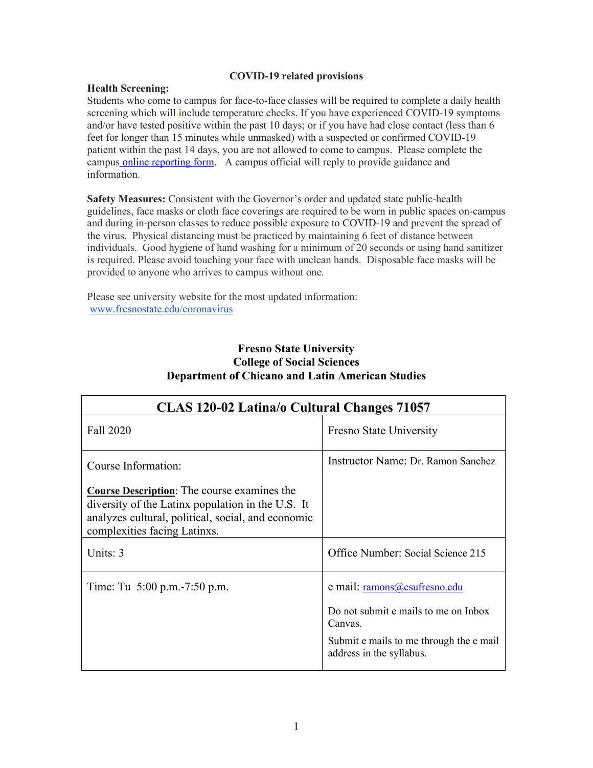**COVID-19 related provisions**

**Health Screening:**
Students who come to campus for face-to-face classes will be required to complete a daily health screening which will include temperature checks. If you have experienced COVID-19 symptoms and/or have tested positive within the past 10 days; or if you have had close contact (less than 6 feet for longer than 15 minutes while unmasked) with a suspected or confirmed COVID-19 patient within the past 14 days, you are not allowed to come to campus. Please complete the campus [online reporting form](). A campus official will reply to provide guidance and information.

**Safety Measures:** Consistent with the Governor's order and updated state public-health guidelines, face masks or cloth face coverings are required to be worn in public spaces on-campus and during in-person classes to reduce possible exposure to COVID-19 and prevent the spread of the virus. Physical distancing must be practiced by maintaining 6 feet of distance between individuals. Good hygiene of hand washing for a minimum of 20 seconds or using hand sanitizer is required. Please avoid touching your face with unclean hands. Disposable face masks will be provided to anyone who arrives to campus without one.

Please see university website for the most updated information:
www.fresnostate.edu/coronavirus

**Fresno State University**
**College of Social Sciences**
**Department of Chicano and Latin American Studies**

| **CLAS 120-02 Latina/o Cultural Changes 71057** | |
|---|---|
| Fall 2020 | Fresno State University |
| Course Information:<br><br>**Course Description**: The course examines the diversity of the Latinx population in the U.S. It analyzes cultural, political, social, and economic complexities facing Latinxs. | Instructor Name: Dr. Ramon Sanchez |
| Units: 3 | Office Number: Social Science 215 |
| Time: Tu 5:00 p.m.-7:50 p.m. | e mail: ramons@csufresno.edu<br><br>Do not submit e mails to me on Inbox Canvas.<br><br>Submit e mails to me through the e mail address in the syllabus. |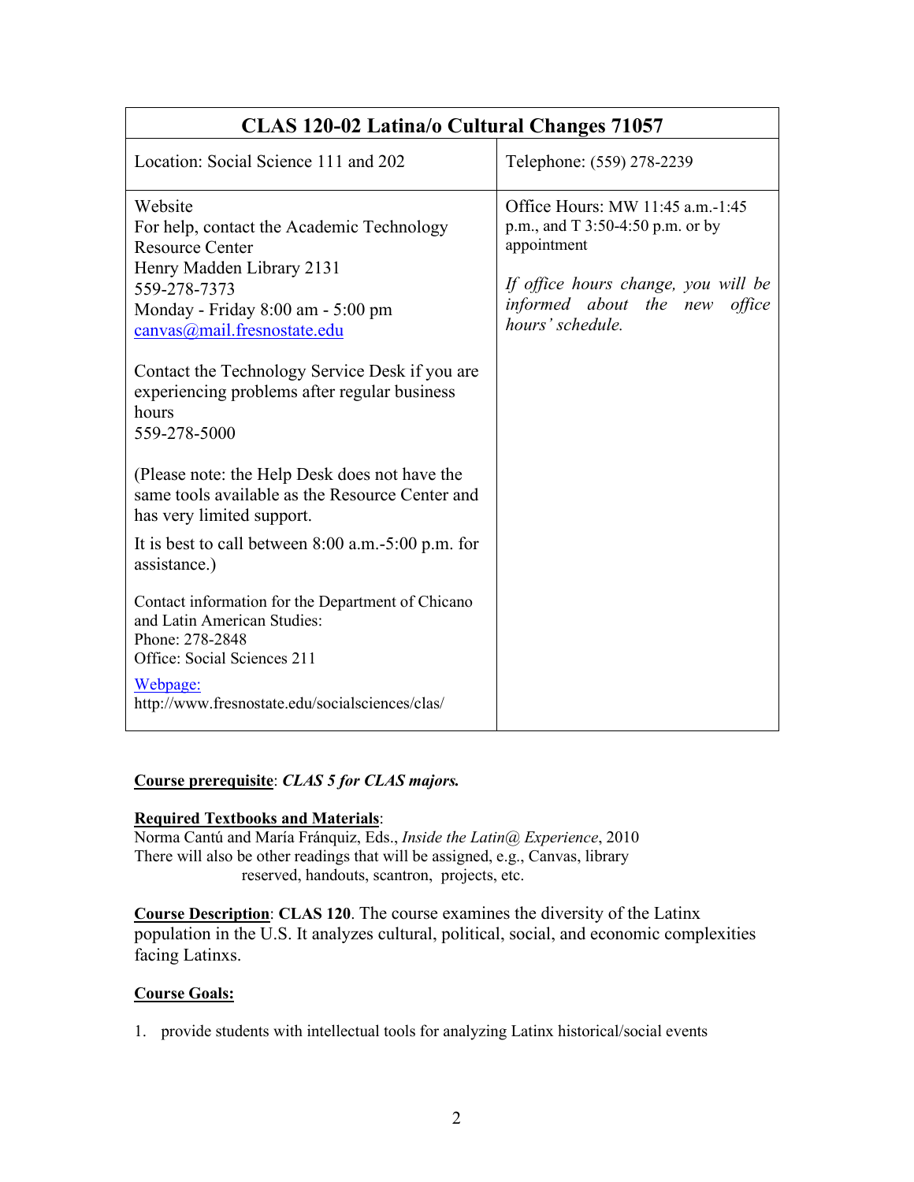| CLAS 120-02 Latina/o Cultural Changes 71057 | |
|---|---|
| Location: Social Science 111 and 202 | Telephone: (559) 278-2239 |
| Website<br>For help, contact the Academic Technology Resource Center<br>Henry Madden Library 2131<br>559-278-7373<br>Monday - Friday 8:00 am - 5:00 pm<br>canvas@mail.fresnostate.edu<br><br>Contact the Technology Service Desk if you are experiencing problems after regular business hours<br>559-278-5000<br><br>(Please note: the Help Desk does not have the same tools available as the Resource Center and has very limited support.<br>It is best to call between 8:00 a.m.-5:00 p.m. for assistance.)<br><br>Contact information for the Department of Chicano and Latin American Studies:<br>Phone: 278-2848<br>Office: Social Sciences 211<br>Webpage:<br>http://www.fresnostate.edu/socialsciences/clas/ | Office Hours: MW 11:45 a.m.-1:45 p.m., and T 3:50-4:50 p.m. or by appointment<br><br>*If office hours change, you will be informed about the new office hours' schedule.* |

**Course prerequisite**: ***CLAS 5 for CLAS majors.***

**Required Textbooks and Materials**:
Norma Cantú and María Fránquiz, Eds., *Inside the Latin@ Experience*, 2010
There will also be other readings that will be assigned, e.g., Canvas, library reserved, handouts, scantron, projects, etc.

**Course Description**: **CLAS 120**. The course examines the diversity of the Latinx population in the U.S. It analyzes cultural, political, social, and economic complexities facing Latinxs.

**Course Goals:**

1. provide students with intellectual tools for analyzing Latinx historical/social events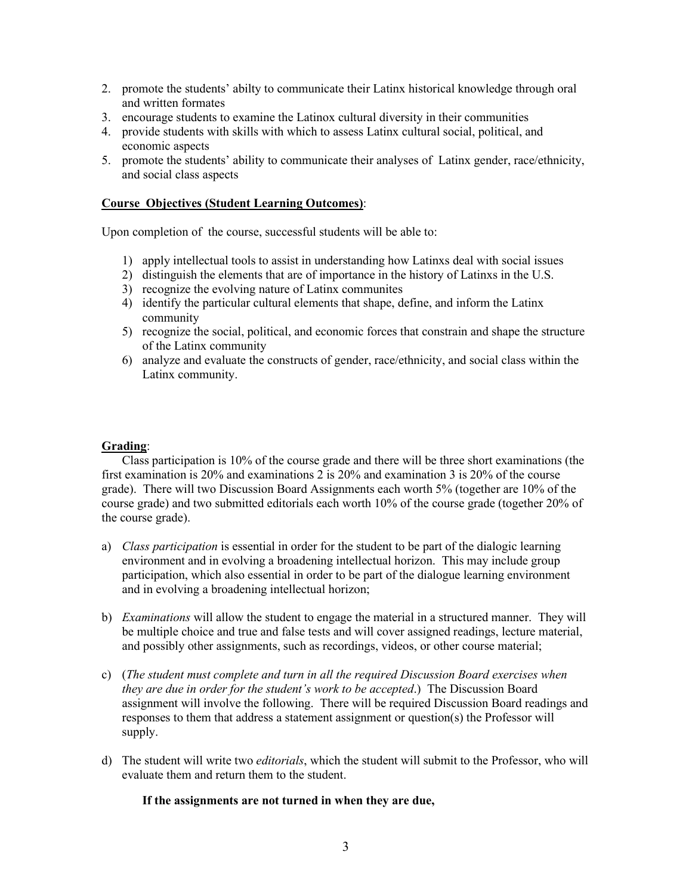2. promote the students' abilty to communicate their Latinx historical knowledge through oral and written formates
3. encourage students to examine the Latinox cultural diversity in their communities
4. provide students with skills with which to assess Latinx cultural social, political, and economic aspects
5. promote the students' ability to communicate their analyses of Latinx gender, race/ethnicity, and social class aspects

**<u>Course Objectives (Student Learning Outcomes)</u>**:

Upon completion of the course, successful students will be able to:

1) apply intellectual tools to assist in understanding how Latinxs deal with social issues
2) distinguish the elements that are of importance in the history of Latinxs in the U.S.
3) recognize the evolving nature of Latinx communites
4) identify the particular cultural elements that shape, define, and inform the Latinx community
5) recognize the social, political, and economic forces that constrain and shape the structure of the Latinx community
6) analyze and evaluate the constructs of gender, race/ethnicity, and social class within the Latinx community.

**<u>Grading</u>**:

Class participation is 10% of the course grade and there will be three short examinations (the first examination is 20% and examinations 2 is 20% and examination 3 is 20% of the course grade). There will two Discussion Board Assignments each worth 5% (together are 10% of the course grade) and two submitted editorials each worth 10% of the course grade (together 20% of the course grade).

a) *Class participation* is essential in order for the student to be part of the dialogic learning environment and in evolving a broadening intellectual horizon. This may include group participation, which also essential in order to be part of the dialogue learning environment and in evolving a broadening intellectual horizon;

b) *Examinations* will allow the student to engage the material in a structured manner. They will be multiple choice and true and false tests and will cover assigned readings, lecture material, and possibly other assignments, such as recordings, videos, or other course material;

c) (*The student must complete and turn in all the required Discussion Board exercises when they are due in order for the student's work to be accepted*.) The Discussion Board assignment will involve the following. There will be required Discussion Board readings and responses to them that address a statement assignment or question(s) the Professor will supply.

d) The student will write two *editorials*, which the student will submit to the Professor, who will evaluate them and return them to the student.

**If the assignments are not turned in when they are due,**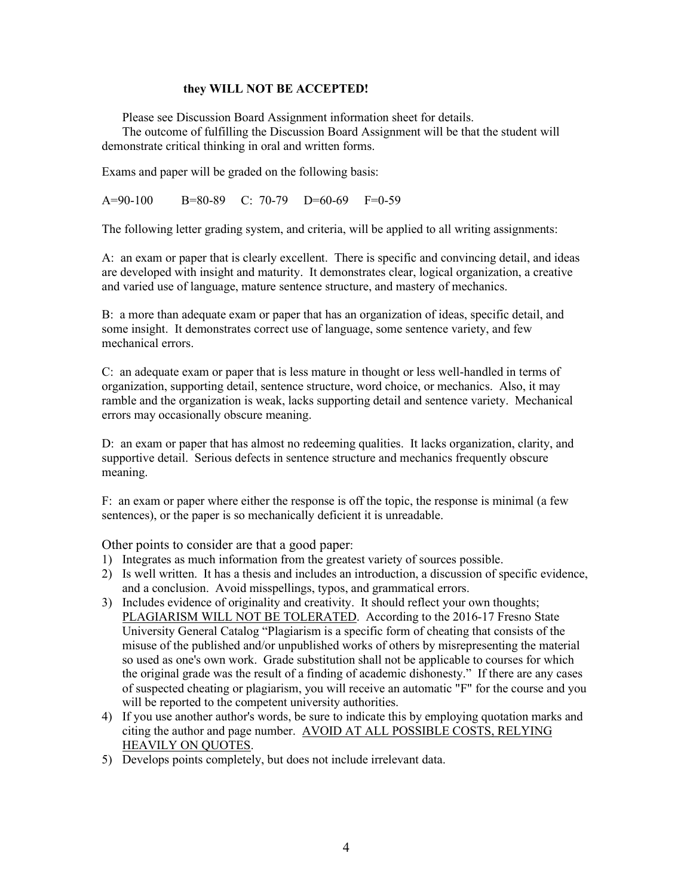**they WILL NOT BE ACCEPTED!**

Please see Discussion Board Assignment information sheet for details.

The outcome of fulfilling the Discussion Board Assignment will be that the student will demonstrate critical thinking in oral and written forms.

Exams and paper will be graded on the following basis:

A=90-100  B=80-89  C: 70-79  D=60-69  F=0-59

The following letter grading system, and criteria, will be applied to all writing assignments:

A: an exam or paper that is clearly excellent. There is specific and convincing detail, and ideas are developed with insight and maturity. It demonstrates clear, logical organization, a creative and varied use of language, mature sentence structure, and mastery of mechanics.

B: a more than adequate exam or paper that has an organization of ideas, specific detail, and some insight. It demonstrates correct use of language, some sentence variety, and few mechanical errors.

C: an adequate exam or paper that is less mature in thought or less well-handled in terms of organization, supporting detail, sentence structure, word choice, or mechanics. Also, it may ramble and the organization is weak, lacks supporting detail and sentence variety. Mechanical errors may occasionally obscure meaning.

D: an exam or paper that has almost no redeeming qualities. It lacks organization, clarity, and supportive detail. Serious defects in sentence structure and mechanics frequently obscure meaning.

F: an exam or paper where either the response is off the topic, the response is minimal (a few sentences), or the paper is so mechanically deficient it is unreadable.

Other points to consider are that a good paper:

1) Integrates as much information from the greatest variety of sources possible.
2) Is well written. It has a thesis and includes an introduction, a discussion of specific evidence, and a conclusion. Avoid misspellings, typos, and grammatical errors.
3) Includes evidence of originality and creativity. It should reflect your own thoughts; <u>PLAGIARISM WILL NOT BE TOLERATED</u>. According to the 2016-17 Fresno State University General Catalog "Plagiarism is a specific form of cheating that consists of the misuse of the published and/or unpublished works of others by misrepresenting the material so used as one's own work. Grade substitution shall not be applicable to courses for which the original grade was the result of a finding of academic dishonesty." If there are any cases of suspected cheating or plagiarism, you will receive an automatic "F" for the course and you will be reported to the competent university authorities.
4) If you use another author's words, be sure to indicate this by employing quotation marks and citing the author and page number. <u>AVOID AT ALL POSSIBLE COSTS, RELYING HEAVILY ON QUOTES</u>.
5) Develops points completely, but does not include irrelevant data.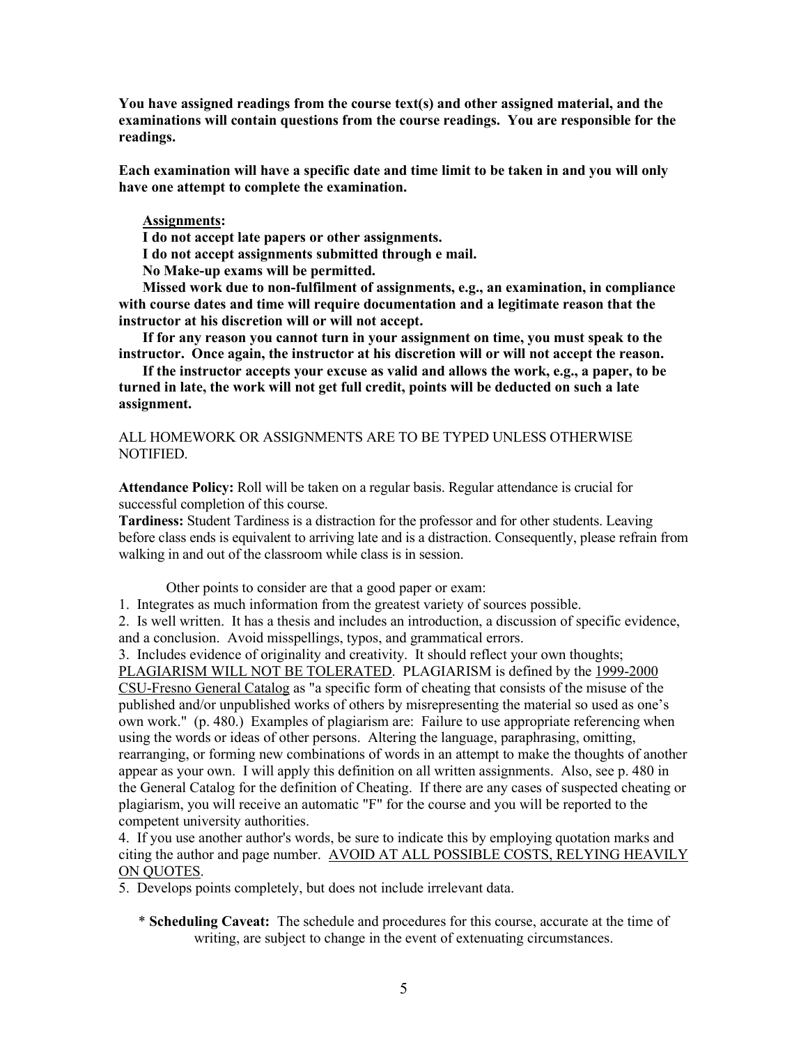**You have assigned readings from the course text(s) and other assigned material, and the examinations will contain questions from the course readings. You are responsible for the readings.**

**Each examination will have a specific date and time limit to be taken in and you will only have one attempt to complete the examination.**

**Assignments:**

**I do not accept late papers or other assignments.**

**I do not accept assignments submitted through e mail.**

**No Make-up exams will be permitted.**

**Missed work due to non-fulfilment of assignments, e.g., an examination, in compliance with course dates and time will require documentation and a legitimate reason that the instructor at his discretion will or will not accept.**

**If for any reason you cannot turn in your assignment on time, you must speak to the instructor. Once again, the instructor at his discretion will or will not accept the reason.**

**If the instructor accepts your excuse as valid and allows the work, e.g., a paper, to be turned in late, the work will not get full credit, points will be deducted on such a late assignment.**

ALL HOMEWORK OR ASSIGNMENTS ARE TO BE TYPED UNLESS OTHERWISE NOTIFIED.

**Attendance Policy:** Roll will be taken on a regular basis. Regular attendance is crucial for successful completion of this course.

**Tardiness:** Student Tardiness is a distraction for the professor and for other students. Leaving before class ends is equivalent to arriving late and is a distraction. Consequently, please refrain from walking in and out of the classroom while class is in session.

Other points to consider are that a good paper or exam:

1. Integrates as much information from the greatest variety of sources possible.
2. Is well written. It has a thesis and includes an introduction, a discussion of specific evidence, and a conclusion. Avoid misspellings, typos, and grammatical errors.
3. Includes evidence of originality and creativity. It should reflect your own thoughts; PLAGIARISM WILL NOT BE TOLERATED. PLAGIARISM is defined by the 1999-2000 CSU-Fresno General Catalog as "a specific form of cheating that consists of the misuse of the published and/or unpublished works of others by misrepresenting the material so used as one's own work." (p. 480.) Examples of plagiarism are: Failure to use appropriate referencing when using the words or ideas of other persons. Altering the language, paraphrasing, omitting, rearranging, or forming new combinations of words in an attempt to make the thoughts of another appear as your own. I will apply this definition on all written assignments. Also, see p. 480 in the General Catalog for the definition of Cheating. If there are any cases of suspected cheating or plagiarism, you will receive an automatic "F" for the course and you will be reported to the competent university authorities.
4. If you use another author's words, be sure to indicate this by employing quotation marks and citing the author and page number. AVOID AT ALL POSSIBLE COSTS, RELYING HEAVILY ON QUOTES.
5. Develops points completely, but does not include irrelevant data.

\* **Scheduling Caveat:** The schedule and procedures for this course, accurate at the time of writing, are subject to change in the event of extenuating circumstances.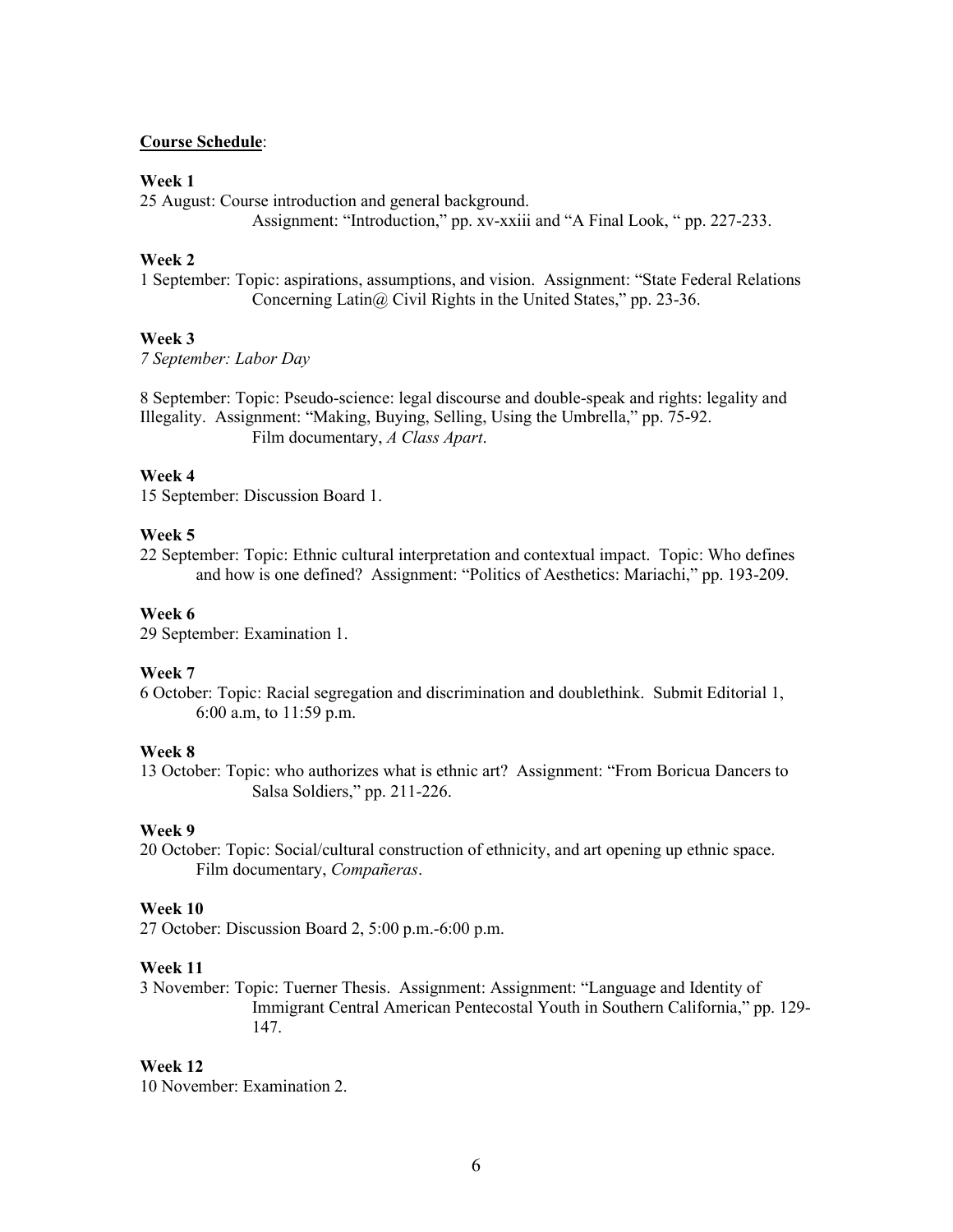**Course Schedule**:

**Week 1**

25 August: Course introduction and general background.
Assignment: "Introduction," pp. xv-xxiii and "A Final Look, " pp. 227-233.

**Week 2**

1 September: Topic: aspirations, assumptions, and vision. Assignment: "State Federal Relations Concerning Latin@ Civil Rights in the United States," pp. 23-36.

**Week 3**

*7 September: Labor Day*

8 September: Topic: Pseudo-science: legal discourse and double-speak and rights: legality and Illegality. Assignment: "Making, Buying, Selling, Using the Umbrella," pp. 75-92.
Film documentary, *A Class Apart*.

**Week 4**

15 September: Discussion Board 1.

**Week 5**

22 September: Topic: Ethnic cultural interpretation and contextual impact. Topic: Who defines and how is one defined? Assignment: "Politics of Aesthetics: Mariachi," pp. 193-209.

**Week 6**

29 September: Examination 1.

**Week 7**

6 October: Topic: Racial segregation and discrimination and doublethink. Submit Editorial 1, 6:00 a.m, to 11:59 p.m.

**Week 8**

13 October: Topic: who authorizes what is ethnic art? Assignment: "From Boricua Dancers to Salsa Soldiers," pp. 211-226.

**Week 9**

20 October: Topic: Social/cultural construction of ethnicity, and art opening up ethnic space. Film documentary, *Compañeras*.

**Week 10**

27 October: Discussion Board 2, 5:00 p.m.-6:00 p.m.

**Week 11**

3 November: Topic: Tuerner Thesis. Assignment: Assignment: "Language and Identity of Immigrant Central American Pentecostal Youth in Southern California," pp. 129-147.

**Week 12**

10 November: Examination 2.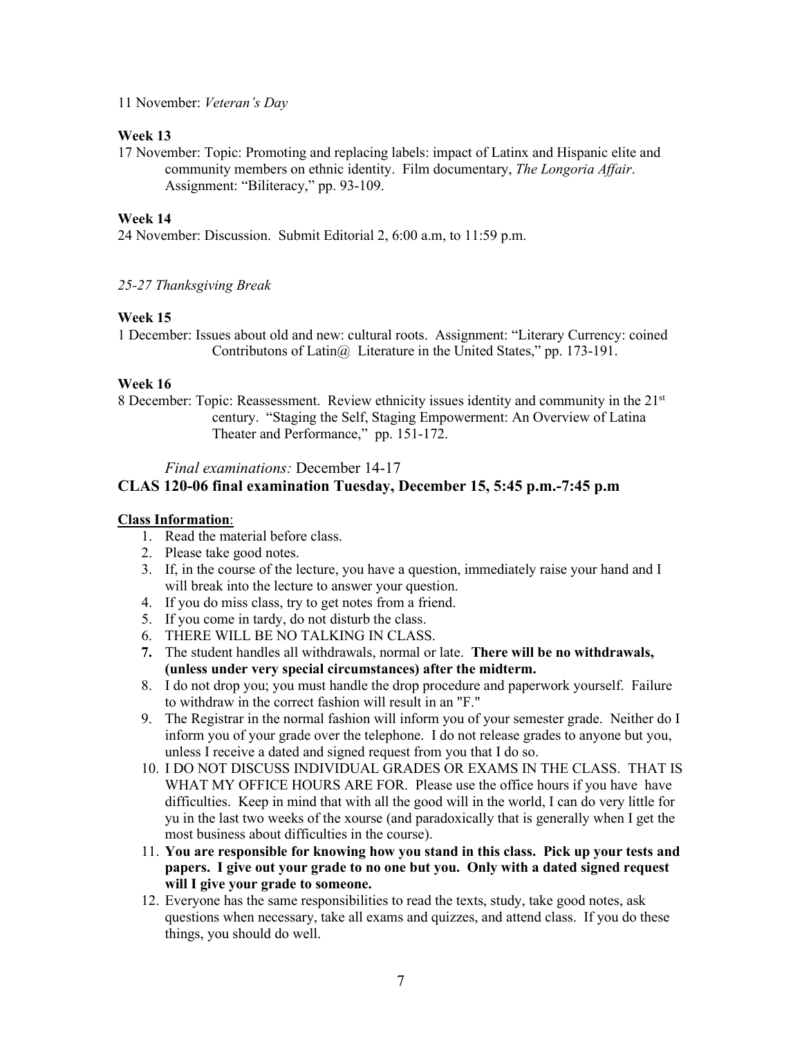11 November: *Veteran's Day*

**Week 13**

17 November: Topic: Promoting and replacing labels: impact of Latinx and Hispanic elite and community members on ethnic identity. Film documentary, *The Longoria Affair*. Assignment: "Biliteracy," pp. 93-109.

**Week 14**

24 November: Discussion. Submit Editorial 2, 6:00 a.m, to 11:59 p.m.

*25-27 Thanksgiving Break*

**Week 15**

1 December: Issues about old and new: cultural roots. Assignment: "Literary Currency: coined Contributons of Latin@ Literature in the United States," pp. 173-191.

**Week 16**

8 December: Topic: Reassessment. Review ethnicity issues identity and community in the 21st century. "Staging the Self, Staging Empowerment: An Overview of Latina Theater and Performance," pp. 151-172.

*Final examinations:* December 14-17

**CLAS 120-06 final examination Tuesday, December 15, 5:45 p.m.-7:45 p.m**

**Class Information**:

1. Read the material before class.
2. Please take good notes.
3. If, in the course of the lecture, you have a question, immediately raise your hand and I will break into the lecture to answer your question.
4. If you do miss class, try to get notes from a friend.
5. If you come in tardy, do not disturb the class.
6. THERE WILL BE NO TALKING IN CLASS.
7. The student handles all withdrawals, normal or late. **There will be no withdrawals, (unless under very special circumstances) after the midterm.**
8. I do not drop you; you must handle the drop procedure and paperwork yourself. Failure to withdraw in the correct fashion will result in an "F."
9. The Registrar in the normal fashion will inform you of your semester grade. Neither do I inform you of your grade over the telephone. I do not release grades to anyone but you, unless I receive a dated and signed request from you that I do so.
10. I DO NOT DISCUSS INDIVIDUAL GRADES OR EXAMS IN THE CLASS. THAT IS WHAT MY OFFICE HOURS ARE FOR. Please use the office hours if you have have difficulties. Keep in mind that with all the good will in the world, I can do very little for yu in the last two weeks of the xourse (and paradoxically that is generally when I get the most business about difficulties in the course).
11. **You are responsible for knowing how you stand in this class. Pick up your tests and papers. I give out your grade to no one but you. Only with a dated signed request will I give your grade to someone.**
12. Everyone has the same responsibilities to read the texts, study, take good notes, ask questions when necessary, take all exams and quizzes, and attend class. If you do these things, you should do well.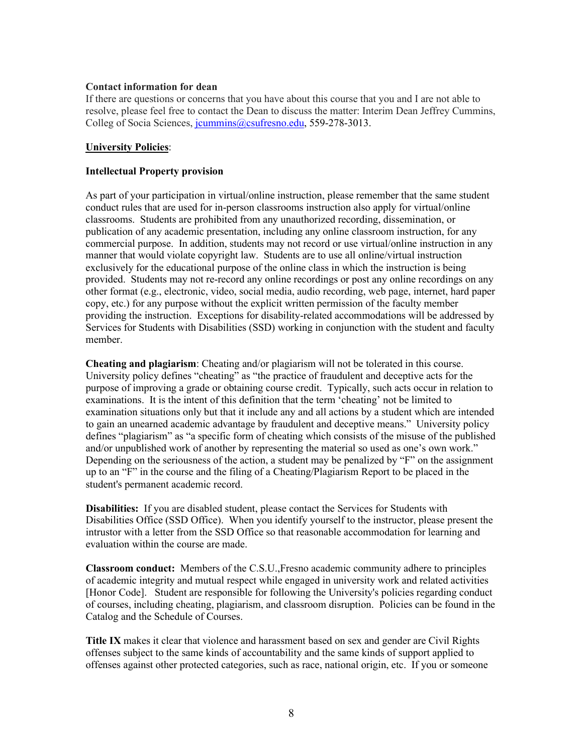**Contact information for dean**
If there are questions or concerns that you have about this course that you and I are not able to resolve, please feel free to contact the Dean to discuss the matter: Interim Dean Jeffrey Cummins, Colleg of Socia Sciences, jcummins@csufresno.edu, 559-278-3013.

**University Policies**:

**Intellectual Property provision**

As part of your participation in virtual/online instruction, please remember that the same student conduct rules that are used for in-person classrooms instruction also apply for virtual/online classrooms. Students are prohibited from any unauthorized recording, dissemination, or publication of any academic presentation, including any online classroom instruction, for any commercial purpose. In addition, students may not record or use virtual/online instruction in any manner that would violate copyright law. Students are to use all online/virtual instruction exclusively for the educational purpose of the online class in which the instruction is being provided. Students may not re-record any online recordings or post any online recordings on any other format (e.g., electronic, video, social media, audio recording, web page, internet, hard paper copy, etc.) for any purpose without the explicit written permission of the faculty member providing the instruction. Exceptions for disability-related accommodations will be addressed by Services for Students with Disabilities (SSD) working in conjunction with the student and faculty member.

**Cheating and plagiarism**: Cheating and/or plagiarism will not be tolerated in this course. University policy defines "cheating" as "the practice of fraudulent and deceptive acts for the purpose of improving a grade or obtaining course credit. Typically, such acts occur in relation to examinations. It is the intent of this definition that the term 'cheating' not be limited to examination situations only but that it include any and all actions by a student which are intended to gain an unearned academic advantage by fraudulent and deceptive means." University policy defines "plagiarism" as "a specific form of cheating which consists of the misuse of the published and/or unpublished work of another by representing the material so used as one's own work." Depending on the seriousness of the action, a student may be penalized by "F" on the assignment up to an "F" in the course and the filing of a Cheating/Plagiarism Report to be placed in the student's permanent academic record.

**Disabilities:** If you are disabled student, please contact the Services for Students with Disabilities Office (SSD Office). When you identify yourself to the instructor, please present the intrustor with a letter from the SSD Office so that reasonable accommodation for learning and evaluation within the course are made.

**Classroom conduct:** Members of the C.S.U.,Fresno academic community adhere to principles of academic integrity and mutual respect while engaged in university work and related activities [Honor Code]. Student are responsible for following the University's policies regarding conduct of courses, including cheating, plagiarism, and classroom disruption. Policies can be found in the Catalog and the Schedule of Courses.

**Title IX** makes it clear that violence and harassment based on sex and gender are Civil Rights offenses subject to the same kinds of accountability and the same kinds of support applied to offenses against other protected categories, such as race, national origin, etc. If you or someone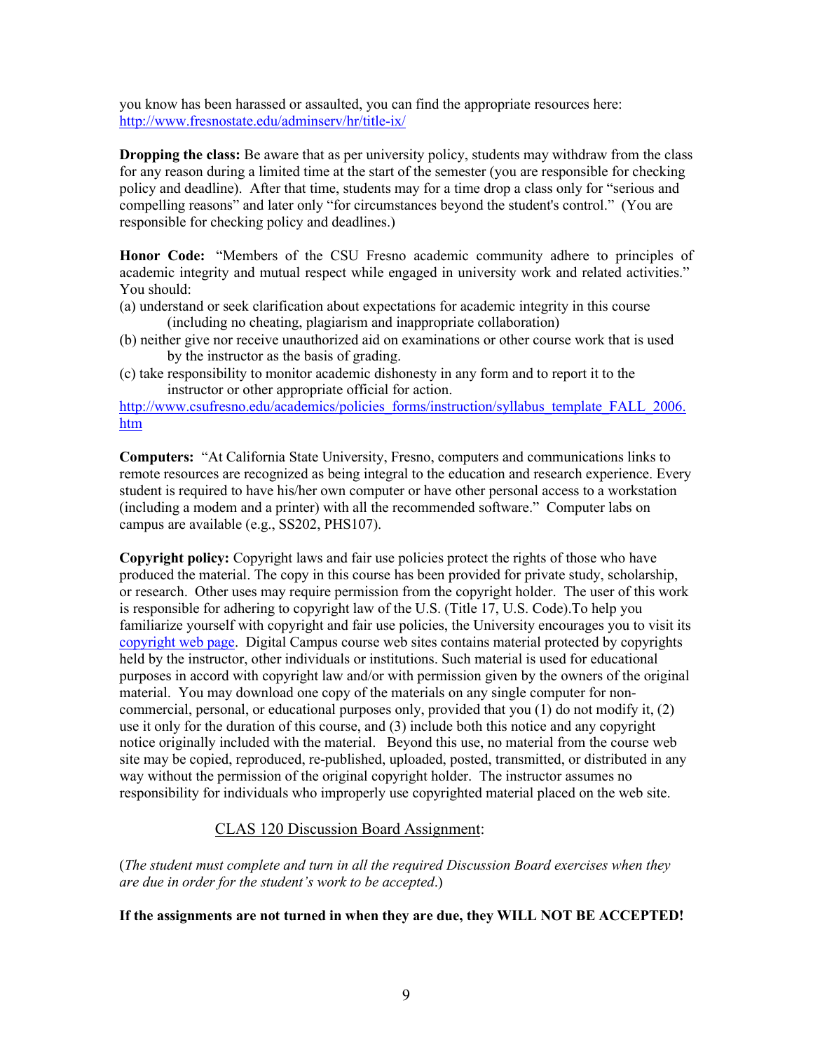you know has been harassed or assaulted, you can find the appropriate resources here: http://www.fresnostate.edu/adminserv/hr/title-ix/

**Dropping the class:** Be aware that as per university policy, students may withdraw from the class for any reason during a limited time at the start of the semester (you are responsible for checking policy and deadline). After that time, students may for a time drop a class only for "serious and compelling reasons" and later only "for circumstances beyond the student's control." (You are responsible for checking policy and deadlines.)

**Honor Code:** "Members of the CSU Fresno academic community adhere to principles of academic integrity and mutual respect while engaged in university work and related activities." You should:

(a) understand or seek clarification about expectations for academic integrity in this course (including no cheating, plagiarism and inappropriate collaboration)

(b) neither give nor receive unauthorized aid on examinations or other course work that is used by the instructor as the basis of grading.

(c) take responsibility to monitor academic dishonesty in any form and to report it to the instructor or other appropriate official for action.

http://www.csufresno.edu/academics/policies_forms/instruction/syllabus_template_FALL_2006.htm

**Computers:** "At California State University, Fresno, computers and communications links to remote resources are recognized as being integral to the education and research experience. Every student is required to have his/her own computer or have other personal access to a workstation (including a modem and a printer) with all the recommended software." Computer labs on campus are available (e.g., SS202, PHS107).

**Copyright policy:** Copyright laws and fair use policies protect the rights of those who have produced the material. The copy in this course has been provided for private study, scholarship, or research. Other uses may require permission from the copyright holder. The user of this work is responsible for adhering to copyright law of the U.S. (Title 17, U.S. Code).To help you familiarize yourself with copyright and fair use policies, the University encourages you to visit its copyright web page. Digital Campus course web sites contains material protected by copyrights held by the instructor, other individuals or institutions. Such material is used for educational purposes in accord with copyright law and/or with permission given by the owners of the original material. You may download one copy of the materials on any single computer for non-commercial, personal, or educational purposes only, provided that you (1) do not modify it, (2) use it only for the duration of this course, and (3) include both this notice and any copyright notice originally included with the material. Beyond this use, no material from the course web site may be copied, reproduced, re-published, uploaded, posted, transmitted, or distributed in any way without the permission of the original copyright holder. The instructor assumes no responsibility for individuals who improperly use copyrighted material placed on the web site.

## CLAS 120 Discussion Board Assignment:

(*The student must complete and turn in all the required Discussion Board exercises when they are due in order for the student's work to be accepted*.)

**If the assignments are not turned in when they are due, they WILL NOT BE ACCEPTED!**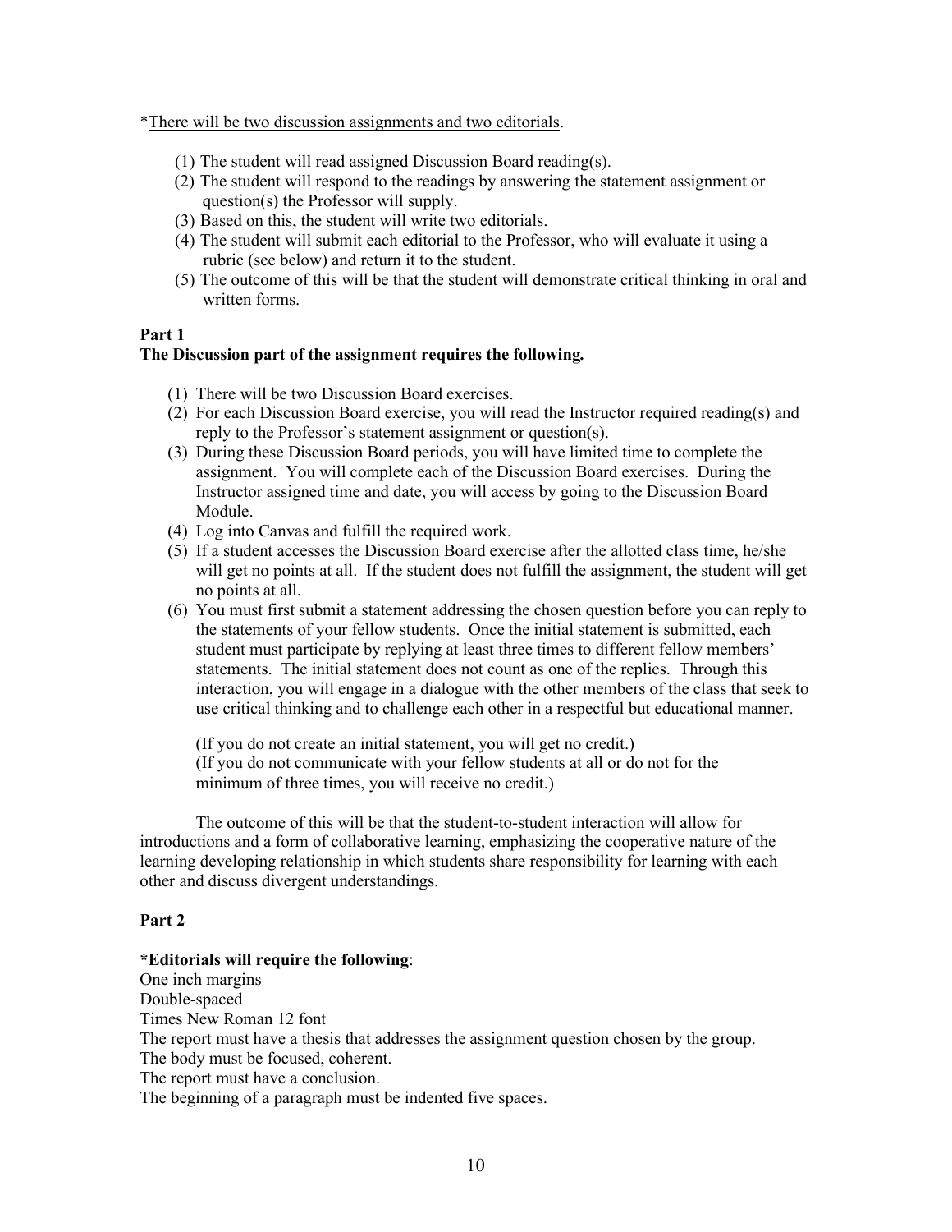*There will be two discussion assignments and two editorials.

(1) The student will read assigned Discussion Board reading(s).
(2) The student will respond to the readings by answering the statement assignment or question(s) the Professor will supply.
(3) Based on this, the student will write two editorials.
(4) The student will submit each editorial to the Professor, who will evaluate it using a rubric (see below) and return it to the student.
(5) The outcome of this will be that the student will demonstrate critical thinking in oral and written forms.

**Part 1**

**The Discussion part of the assignment requires the following.**

(1) There will be two Discussion Board exercises.
(2) For each Discussion Board exercise, you will read the Instructor required reading(s) and reply to the Professor's statement assignment or question(s).
(3) During these Discussion Board periods, you will have limited time to complete the assignment. You will complete each of the Discussion Board exercises. During the Instructor assigned time and date, you will access by going to the Discussion Board Module.
(4) Log into Canvas and fulfill the required work.
(5) If a student accesses the Discussion Board exercise after the allotted class time, he/she will get no points at all. If the student does not fulfill the assignment, the student will get no points at all.
(6) You must first submit a statement addressing the chosen question before you can reply to the statements of your fellow students. Once the initial statement is submitted, each student must participate by replying at least three times to different fellow members' statements. The initial statement does not count as one of the replies. Through this interaction, you will engage in a dialogue with the other members of the class that seek to use critical thinking and to challenge each other in a respectful but educational manner.

    (If you do not create an initial statement, you will get no credit.)
    (If you do not communicate with your fellow students at all or do not for the minimum of three times, you will receive no credit.)

The outcome of this will be that the student-to-student interaction will allow for introductions and a form of collaborative learning, emphasizing the cooperative nature of the learning developing relationship in which students share responsibility for learning with each other and discuss divergent understandings.

**Part 2**

**\*Editorials will require the following**:

One inch margins
Double-spaced
Times New Roman 12 font
The report must have a thesis that addresses the assignment question chosen by the group.
The body must be focused, coherent.
The report must have a conclusion.
The beginning of a paragraph must be indented five spaces.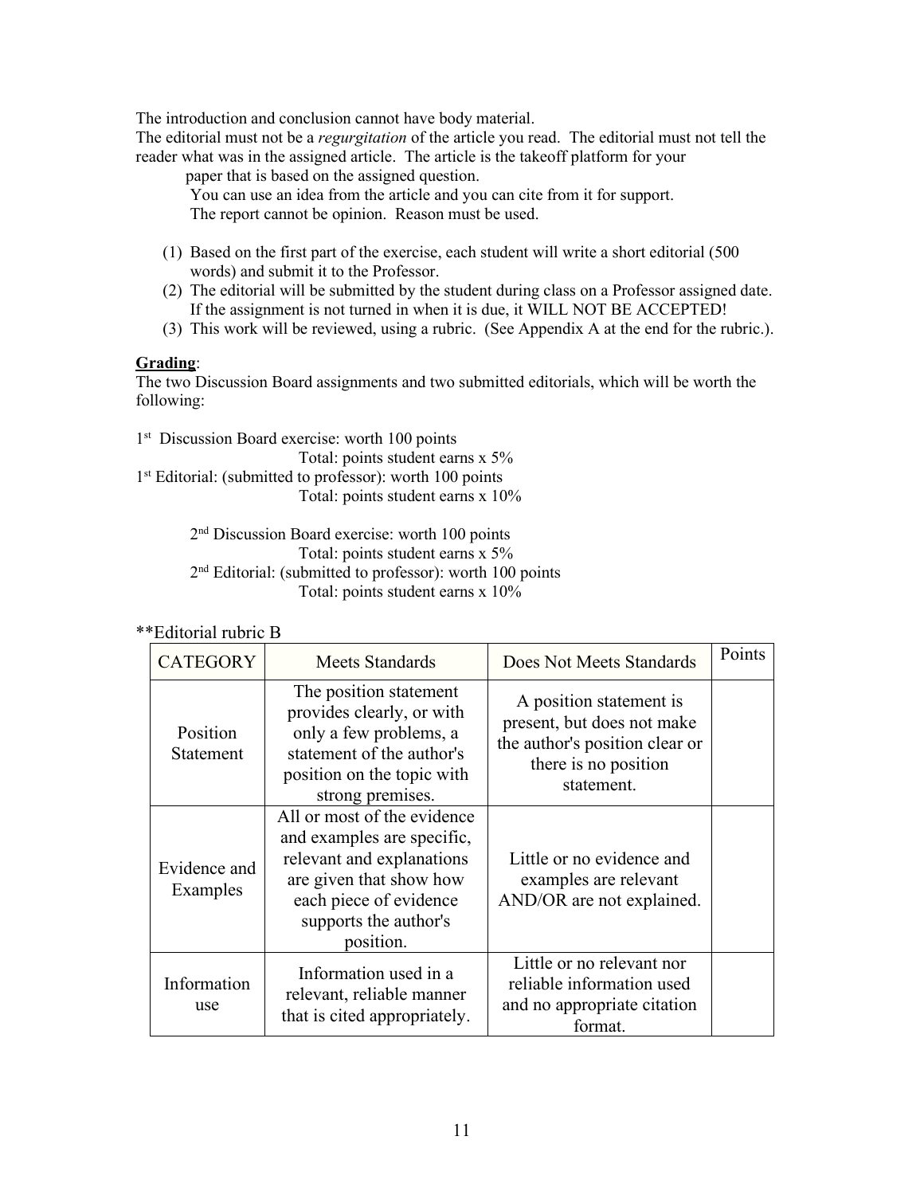The introduction and conclusion cannot have body material.
The editorial must not be a *regurgitation* of the article you read. The editorial must not tell the reader what was in the assigned article. The article is the takeoff platform for your paper that is based on the assigned question.
You can use an idea from the article and you can cite from it for support.
The report cannot be opinion. Reason must be used.

(1) Based on the first part of the exercise, each student will write a short editorial (500 words) and submit it to the Professor.
(2) The editorial will be submitted by the student during class on a Professor assigned date. If the assignment is not turned in when it is due, it WILL NOT BE ACCEPTED!
(3) This work will be reviewed, using a rubric. (See Appendix A at the end for the rubric.).

**Grading**:
The two Discussion Board assignments and two submitted editorials, which will be worth the following:

1st Discussion Board exercise: worth 100 points
Total: points student earns x 5%
1st Editorial: (submitted to professor): worth 100 points
Total: points student earns x 10%

2nd Discussion Board exercise: worth 100 points
Total: points student earns x 5%
2nd Editorial: (submitted to professor): worth 100 points
Total: points student earns x 10%

**Editorial rubric B

| CATEGORY | Meets Standards | Does Not Meets Standards | Points |
|---|---|---|---|
| Position Statement | The position statement provides clearly, or with only a few problems, a statement of the author's position on the topic with strong premises. | A position statement is present, but does not make the author's position clear or there is no position statement. | |
| Evidence and Examples | All or most of the evidence and examples are specific, relevant and explanations are given that show how each piece of evidence supports the author's position. | Little or no evidence and examples are relevant AND/OR are not explained. | |
| Information use | Information used in a relevant, reliable manner that is cited appropriately. | Little or no relevant nor reliable information used and no appropriate citation format. | |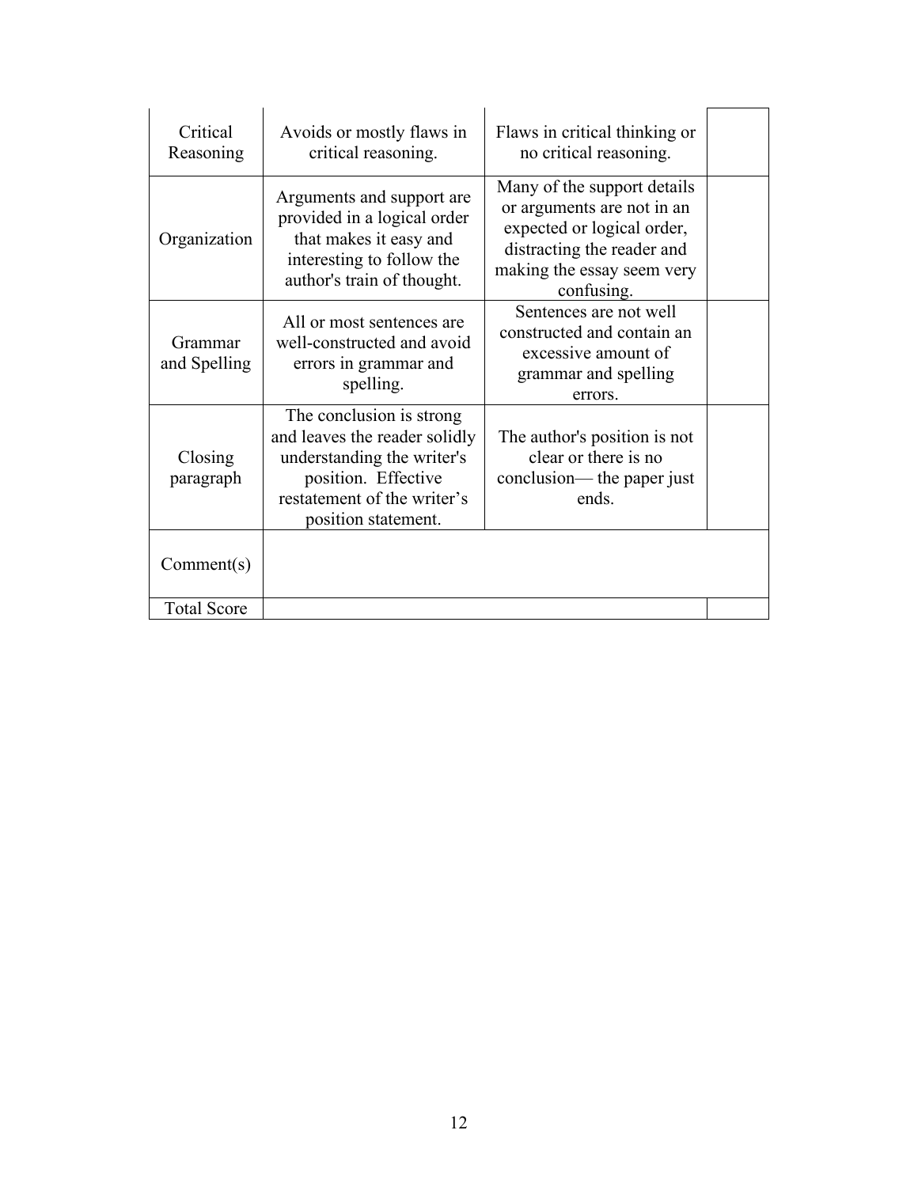| | | | |
|---|---|---|---|
| Critical Reasoning | Avoids or mostly flaws in critical reasoning. | Flaws in critical thinking or no critical reasoning. | |
| Organization | Arguments and support are provided in a logical order that makes it easy and interesting to follow the author's train of thought. | Many of the support details or arguments are not in an expected or logical order, distracting the reader and making the essay seem very confusing. | |
| Grammar and Spelling | All or most sentences are well-constructed and avoid errors in grammar and spelling. | Sentences are not well constructed and contain an excessive amount of grammar and spelling errors. | |
| Closing paragraph | The conclusion is strong and leaves the reader solidly understanding the writer's position. Effective restatement of the writer's position statement. | The author's position is not clear or there is no conclusion— the paper just ends. | |
| Comment(s) | | | |
| Total Score | | | |